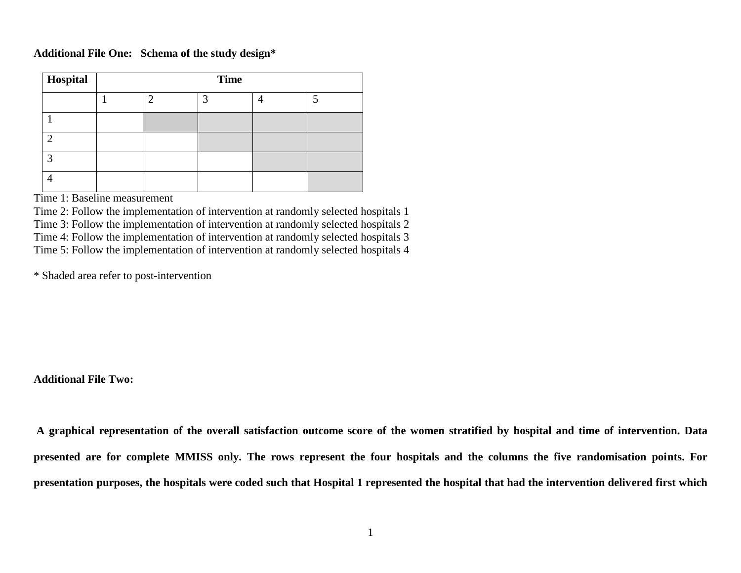**Additional File One: Schema of the study design***

| Hospital | Time | | | | |
|---|---|---|---|---|---|
| | 1 | 2 | 3 | 4 | 5 |
| 1 | | | | | |
| 2 | | | | | |
| 3 | | | | | |
| 4 | | | | | |

Time 1: Baseline measurement
Time 2: Follow the implementation of intervention at randomly selected hospitals 1
Time 3: Follow the implementation of intervention at randomly selected hospitals 2
Time 4: Follow the implementation of intervention at randomly selected hospitals 3
Time 5: Follow the implementation of intervention at randomly selected hospitals 4

* Shaded area refer to post-intervention

**Additional File Two:**

**A graphical representation of the overall satisfaction outcome score of the women stratified by hospital and time of intervention. Data presented are for complete MMISS only. The rows represent the four hospitals and the columns the five randomisation points. For presentation purposes, the hospitals were coded such that Hospital 1 represented the hospital that had the intervention delivered first which**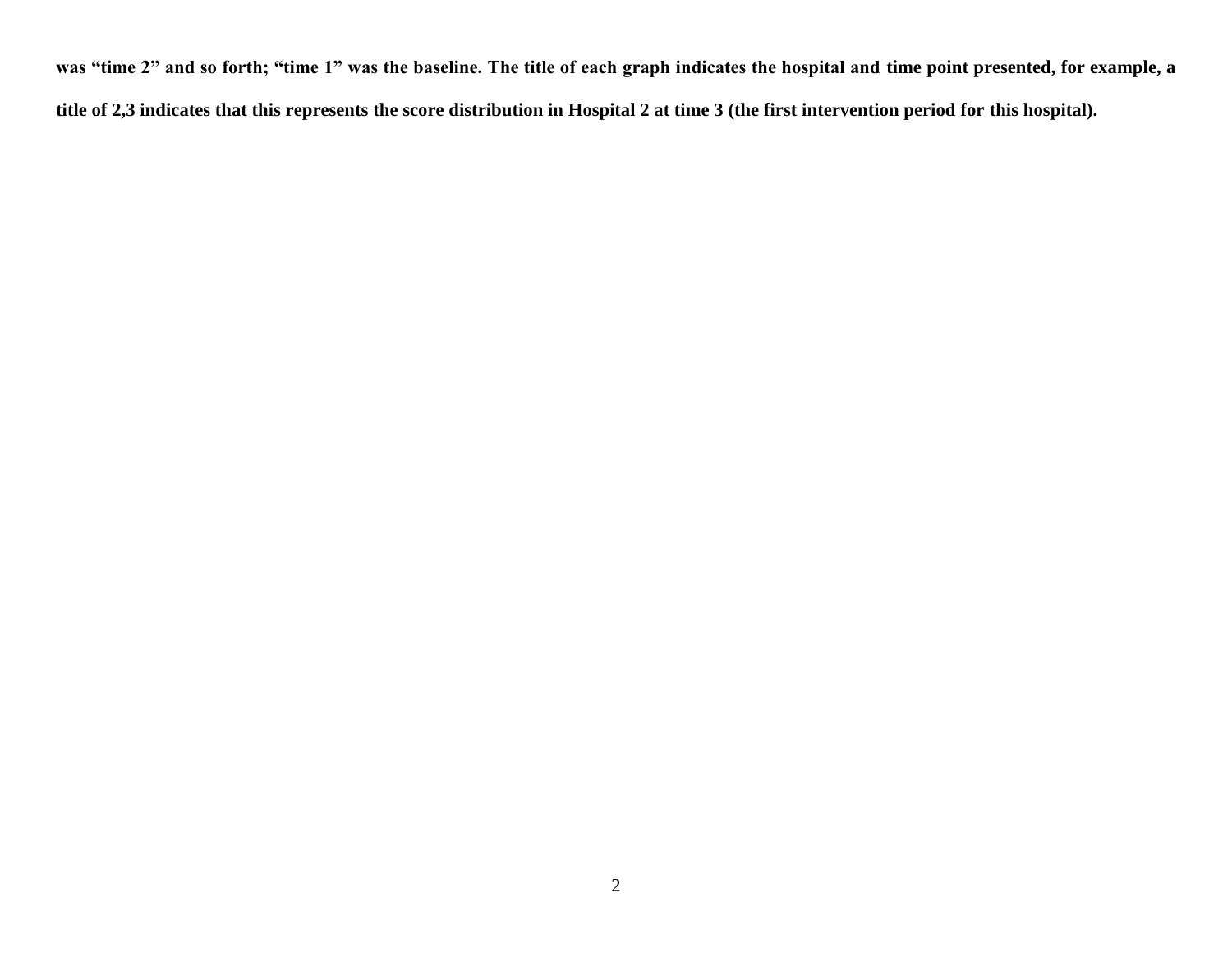**was "time 2" and so forth; "time 1" was the baseline. The title of each graph indicates the hospital and time point presented, for example, a title of 2,3 indicates that this represents the score distribution in Hospital 2 at time 3 (the first intervention period for this hospital).**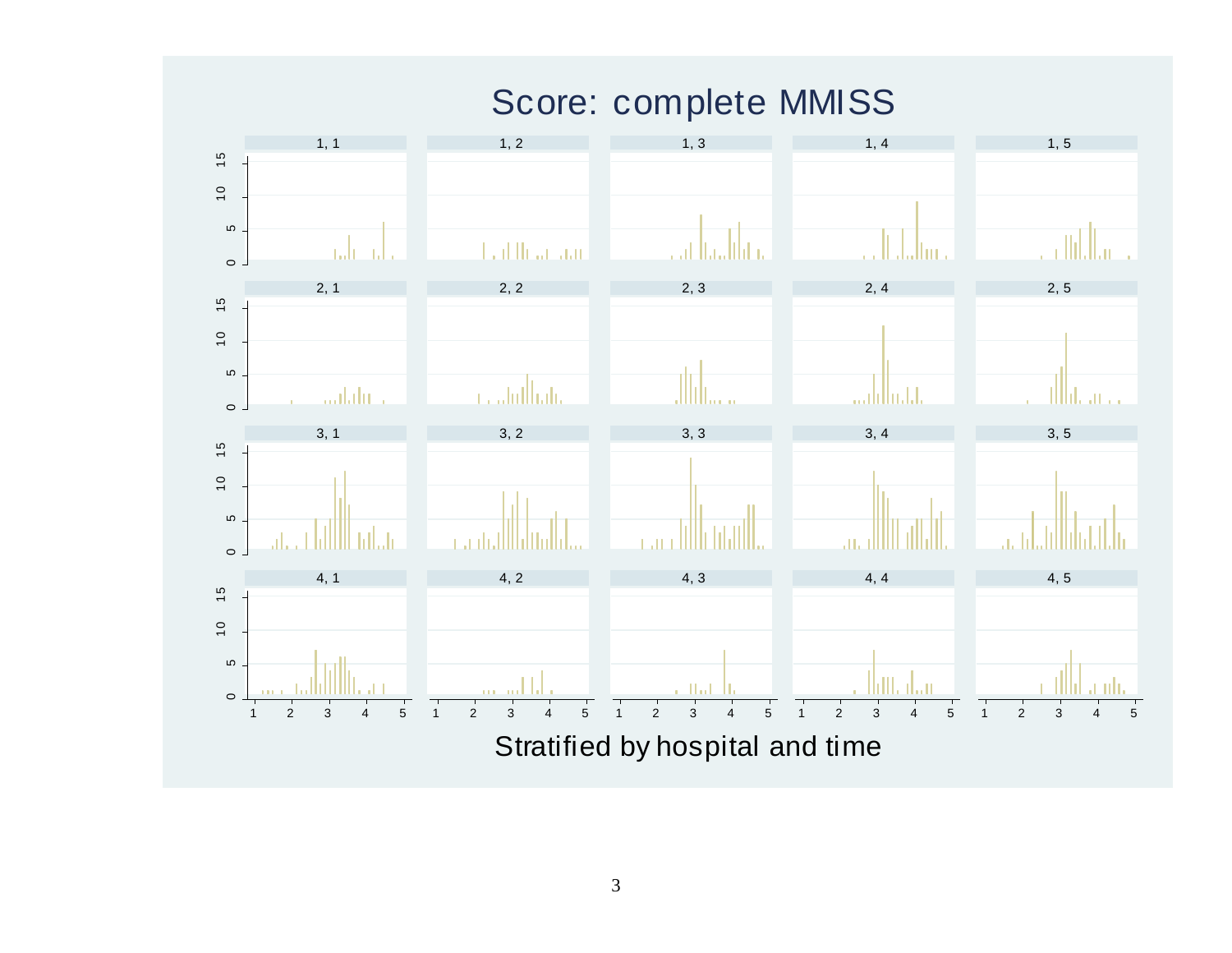# Score: complete MMISS

Stratified by hospital and time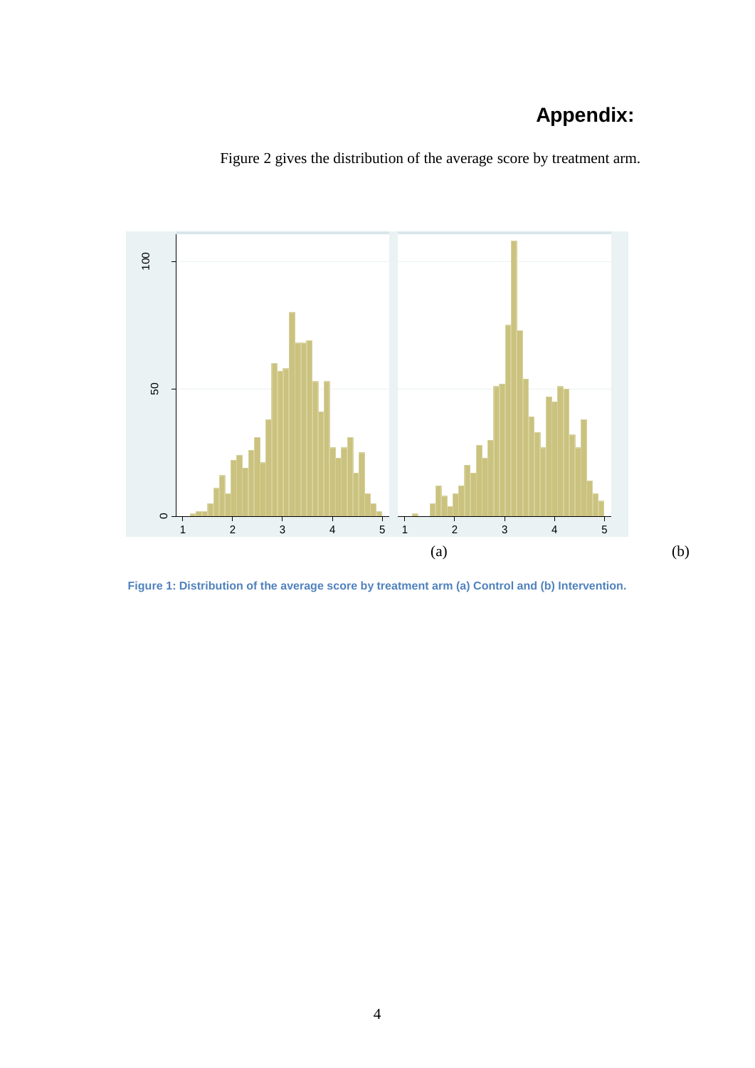# Appendix:

Figure 2 gives the distribution of the average score by treatment arm.

(a) (b)

**Figure 1: Distribution of the average score by treatment arm (a) Control and (b) Intervention.**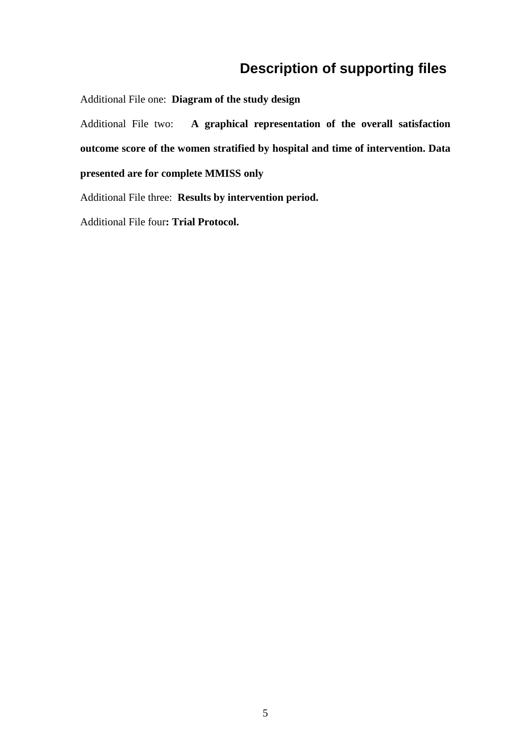# Description of supporting files

Additional File one: **Diagram of the study design**

Additional File two: **A graphical representation of the overall satisfaction outcome score of the women stratified by hospital and time of intervention. Data presented are for complete MMISS only**

Additional File three: **Results by intervention period.**

Additional File four**: Trial Protocol.**